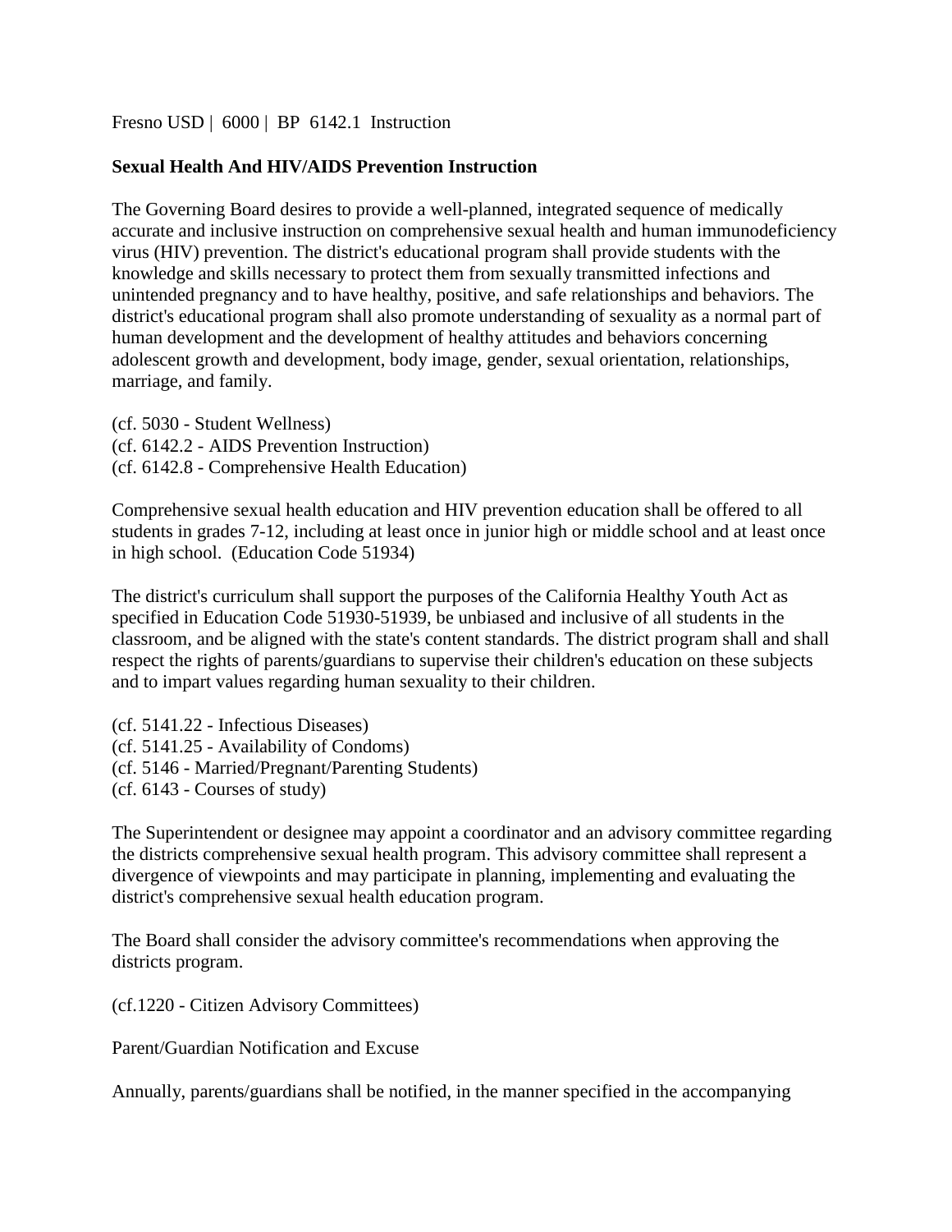Fresno USD | 6000 | BP 6142.1 Instruction

**Sexual Health And HIV/AIDS Prevention Instruction**

The Governing Board desires to provide a well-planned, integrated sequence of medically accurate and inclusive instruction on comprehensive sexual health and human immunodeficiency virus (HIV) prevention. The district's educational program shall provide students with the knowledge and skills necessary to protect them from sexually transmitted infections and unintended pregnancy and to have healthy, positive, and safe relationships and behaviors. The district's educational program shall also promote understanding of sexuality as a normal part of human development and the development of healthy attitudes and behaviors concerning adolescent growth and development, body image, gender, sexual orientation, relationships, marriage, and family.

(cf. 5030 - Student Wellness)
(cf. 6142.2 - AIDS Prevention Instruction)
(cf. 6142.8 - Comprehensive Health Education)

Comprehensive sexual health education and HIV prevention education shall be offered to all students in grades 7-12, including at least once in junior high or middle school and at least once in high school. (Education Code 51934)

The district's curriculum shall support the purposes of the California Healthy Youth Act as specified in Education Code 51930-51939, be unbiased and inclusive of all students in the classroom, and be aligned with the state's content standards. The district program shall and shall respect the rights of parents/guardians to supervise their children's education on these subjects and to impart values regarding human sexuality to their children.

(cf. 5141.22 - Infectious Diseases)
(cf. 5141.25 - Availability of Condoms)
(cf. 5146 - Married/Pregnant/Parenting Students)
(cf. 6143 - Courses of study)

The Superintendent or designee may appoint a coordinator and an advisory committee regarding the districts comprehensive sexual health program. This advisory committee shall represent a divergence of viewpoints and may participate in planning, implementing and evaluating the district's comprehensive sexual health education program.

The Board shall consider the advisory committee's recommendations when approving the districts program.

(cf.1220 - Citizen Advisory Committees)

Parent/Guardian Notification and Excuse

Annually, parents/guardians shall be notified, in the manner specified in the accompanying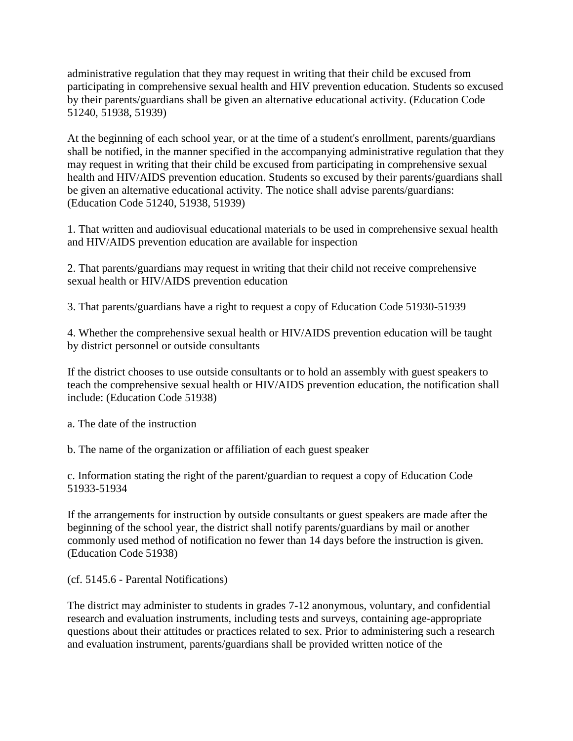administrative regulation that they may request in writing that their child be excused from participating in comprehensive sexual health and HIV prevention education. Students so excused by their parents/guardians shall be given an alternative educational activity. (Education Code 51240, 51938, 51939)

At the beginning of each school year, or at the time of a student's enrollment, parents/guardians shall be notified, in the manner specified in the accompanying administrative regulation that they may request in writing that their child be excused from participating in comprehensive sexual health and HIV/AIDS prevention education. Students so excused by their parents/guardians shall be given an alternative educational activity. The notice shall advise parents/guardians: (Education Code 51240, 51938, 51939)

1. That written and audiovisual educational materials to be used in comprehensive sexual health and HIV/AIDS prevention education are available for inspection

2. That parents/guardians may request in writing that their child not receive comprehensive sexual health or HIV/AIDS prevention education

3. That parents/guardians have a right to request a copy of Education Code 51930-51939

4. Whether the comprehensive sexual health or HIV/AIDS prevention education will be taught by district personnel or outside consultants

If the district chooses to use outside consultants or to hold an assembly with guest speakers to teach the comprehensive sexual health or HIV/AIDS prevention education, the notification shall include: (Education Code 51938)

a. The date of the instruction

b. The name of the organization or affiliation of each guest speaker

c. Information stating the right of the parent/guardian to request a copy of Education Code 51933-51934

If the arrangements for instruction by outside consultants or guest speakers are made after the beginning of the school year, the district shall notify parents/guardians by mail or another commonly used method of notification no fewer than 14 days before the instruction is given. (Education Code 51938)

(cf. 5145.6 - Parental Notifications)

The district may administer to students in grades 7-12 anonymous, voluntary, and confidential research and evaluation instruments, including tests and surveys, containing age-appropriate questions about their attitudes or practices related to sex. Prior to administering such a research and evaluation instrument, parents/guardians shall be provided written notice of the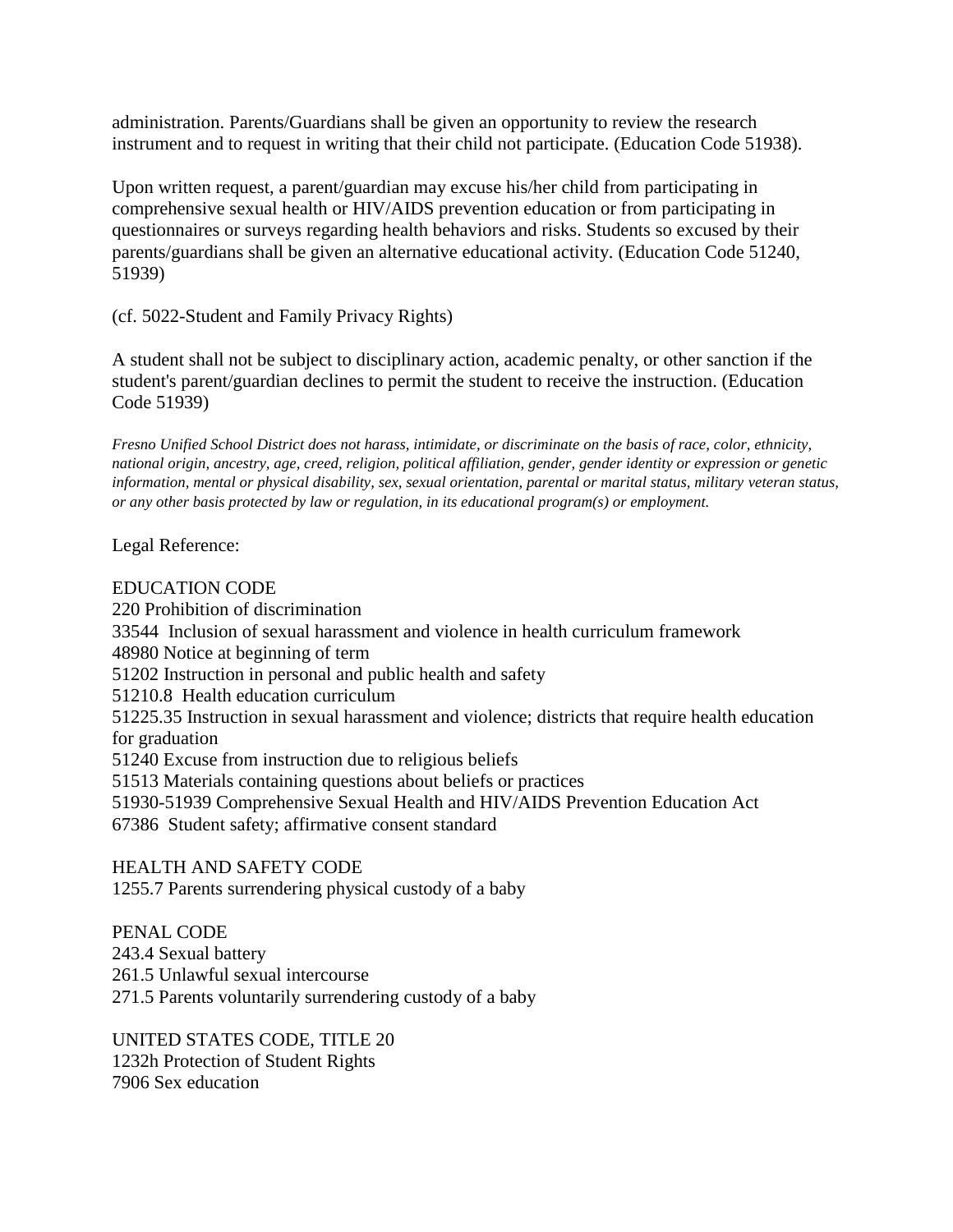administration. Parents/Guardians shall be given an opportunity to review the research instrument and to request in writing that their child not participate. (Education Code 51938).

Upon written request, a parent/guardian may excuse his/her child from participating in comprehensive sexual health or HIV/AIDS prevention education or from participating in questionnaires or surveys regarding health behaviors and risks. Students so excused by their parents/guardians shall be given an alternative educational activity. (Education Code 51240, 51939)

(cf. 5022-Student and Family Privacy Rights)

A student shall not be subject to disciplinary action, academic penalty, or other sanction if the student's parent/guardian declines to permit the student to receive the instruction. (Education Code 51939)

*Fresno Unified School District does not harass, intimidate, or discriminate on the basis of race, color, ethnicity, national origin, ancestry, age, creed, religion, political affiliation, gender, gender identity or expression or genetic information, mental or physical disability, sex, sexual orientation, parental or marital status, military veteran status, or any other basis protected by law or regulation, in its educational program(s) or employment.*

Legal Reference:

EDUCATION CODE
220 Prohibition of discrimination
33544 Inclusion of sexual harassment and violence in health curriculum framework
48980 Notice at beginning of term
51202 Instruction in personal and public health and safety
51210.8 Health education curriculum
51225.35 Instruction in sexual harassment and violence; districts that require health education for graduation
51240 Excuse from instruction due to religious beliefs
51513 Materials containing questions about beliefs or practices
51930-51939 Comprehensive Sexual Health and HIV/AIDS Prevention Education Act
67386 Student safety; affirmative consent standard

HEALTH AND SAFETY CODE
1255.7 Parents surrendering physical custody of a baby

PENAL CODE
243.4 Sexual battery
261.5 Unlawful sexual intercourse
271.5 Parents voluntarily surrendering custody of a baby

UNITED STATES CODE, TITLE 20
1232h Protection of Student Rights
7906 Sex education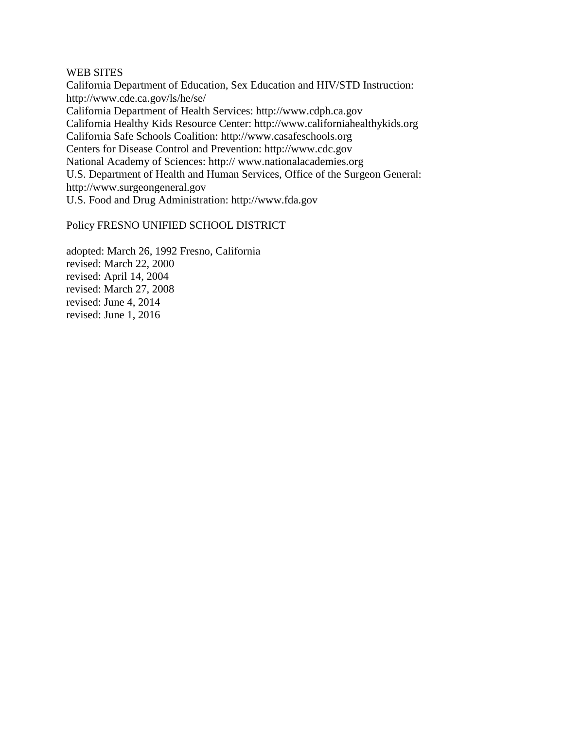WEB SITES

California Department of Education, Sex Education and HIV/STD Instruction: http://www.cde.ca.gov/ls/he/se/

California Department of Health Services: http://www.cdph.ca.gov

California Healthy Kids Resource Center: http://www.californiahealthykids.org

California Safe Schools Coalition: http://www.casafeschools.org

Centers for Disease Control and Prevention: http://www.cdc.gov

National Academy of Sciences: http:// www.nationalacademies.org

U.S. Department of Health and Human Services, Office of the Surgeon General: http://www.surgeongeneral.gov

U.S. Food and Drug Administration: http://www.fda.gov

Policy FRESNO UNIFIED SCHOOL DISTRICT

adopted: March 26, 1992 Fresno, California
revised: March 22, 2000
revised: April 14, 2004
revised: March 27, 2008
revised: June 4, 2014
revised: June 1, 2016